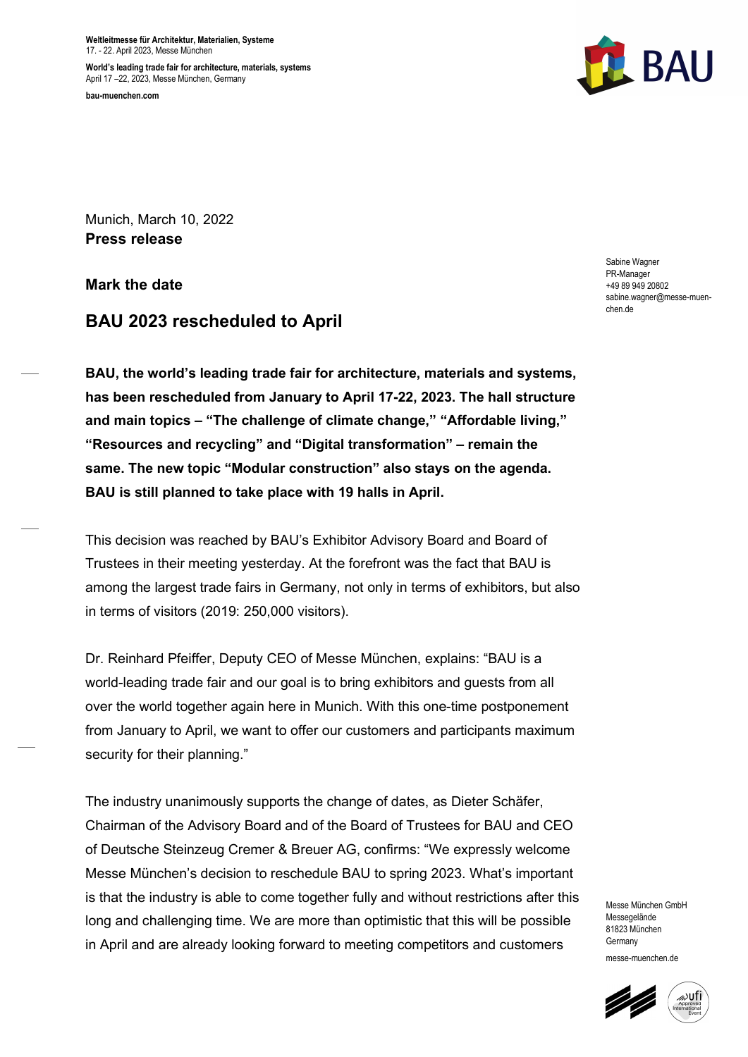**Weltleitmesse für Architektur, Materialien, Systeme**
17. - 22. April 2023, Messe München

**World's leading trade fair for architecture, materials, systems**
April 17 –22, 2023, Messe München, Germany

**bau-muenchen.com**

Munich, March 10, 2022
**Press release**

Sabine Wagner
PR-Manager
+49 89 949 20802
sabine.wagner@messe-muenchen.de

**Mark the date**

# BAU 2023 rescheduled to April

**BAU, the world's leading trade fair for architecture, materials and systems, has been rescheduled from January to April 17-22, 2023. The hall structure and main topics – "The challenge of climate change," "Affordable living," "Resources and recycling" and "Digital transformation" – remain the same. The new topic "Modular construction" also stays on the agenda. BAU is still planned to take place with 19 halls in April.**

This decision was reached by BAU's Exhibitor Advisory Board and Board of Trustees in their meeting yesterday. At the forefront was the fact that BAU is among the largest trade fairs in Germany, not only in terms of exhibitors, but also in terms of visitors (2019: 250,000 visitors).

Dr. Reinhard Pfeiffer, Deputy CEO of Messe München, explains: "BAU is a world-leading trade fair and our goal is to bring exhibitors and guests from all over the world together again here in Munich. With this one-time postponement from January to April, we want to offer our customers and participants maximum security for their planning."

The industry unanimously supports the change of dates, as Dieter Schäfer, Chairman of the Advisory Board and of the Board of Trustees for BAU and CEO of Deutsche Steinzeug Cremer & Breuer AG, confirms: "We expressly welcome Messe München's decision to reschedule BAU to spring 2023. What's important is that the industry is able to come together fully and without restrictions after this long and challenging time. We are more than optimistic that this will be possible in April and are already looking forward to meeting competitors and customers

Messe München GmbH
Messegelände
81823 München
Germany

messe-muenchen.de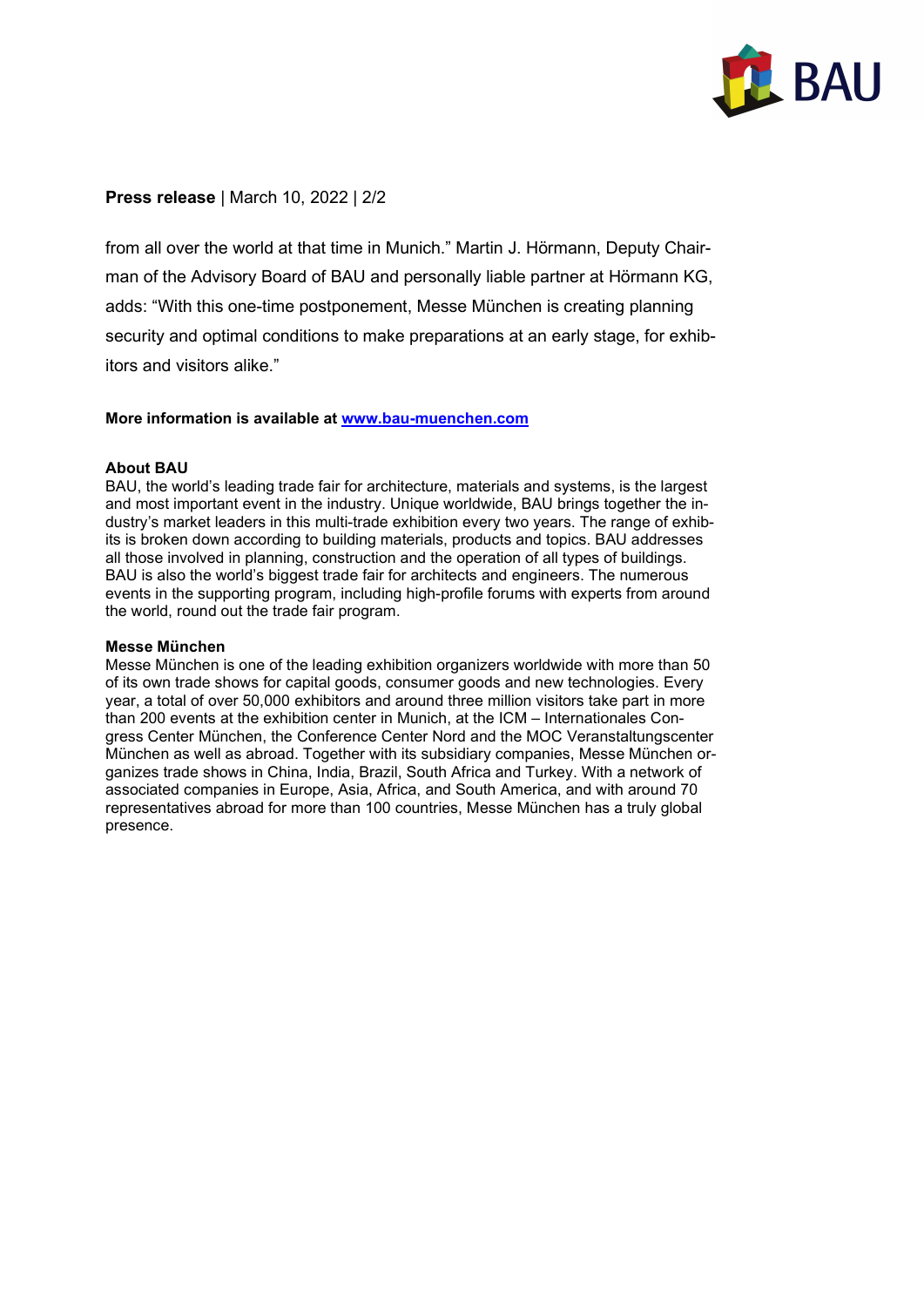from all over the world at that time in Munich." Martin J. Hörmann, Deputy Chairman of the Advisory Board of BAU and personally liable partner at Hörmann KG, adds: "With this one-time postponement, Messe München is creating planning security and optimal conditions to make preparations at an early stage, for exhibitors and visitors alike."

**More information is available at [www.bau-muenchen.com](http://www.bau-muenchen.com)**

**About BAU**

BAU, the world's leading trade fair for architecture, materials and systems, is the largest and most important event in the industry. Unique worldwide, BAU brings together the industry's market leaders in this multi-trade exhibition every two years. The range of exhibits is broken down according to building materials, products and topics. BAU addresses all those involved in planning, construction and the operation of all types of buildings. BAU is also the world's biggest trade fair for architects and engineers. The numerous events in the supporting program, including high-profile forums with experts from around the world, round out the trade fair program.

**Messe München**

Messe München is one of the leading exhibition organizers worldwide with more than 50 of its own trade shows for capital goods, consumer goods and new technologies. Every year, a total of over 50,000 exhibitors and around three million visitors take part in more than 200 events at the exhibition center in Munich, at the ICM – Internationales Congress Center München, the Conference Center Nord and the MOC Veranstaltungscenter München as well as abroad. Together with its subsidiary companies, Messe München organizes trade shows in China, India, Brazil, South Africa and Turkey. With a network of associated companies in Europe, Asia, Africa, and South America, and with around 70 representatives abroad for more than 100 countries, Messe München has a truly global presence.